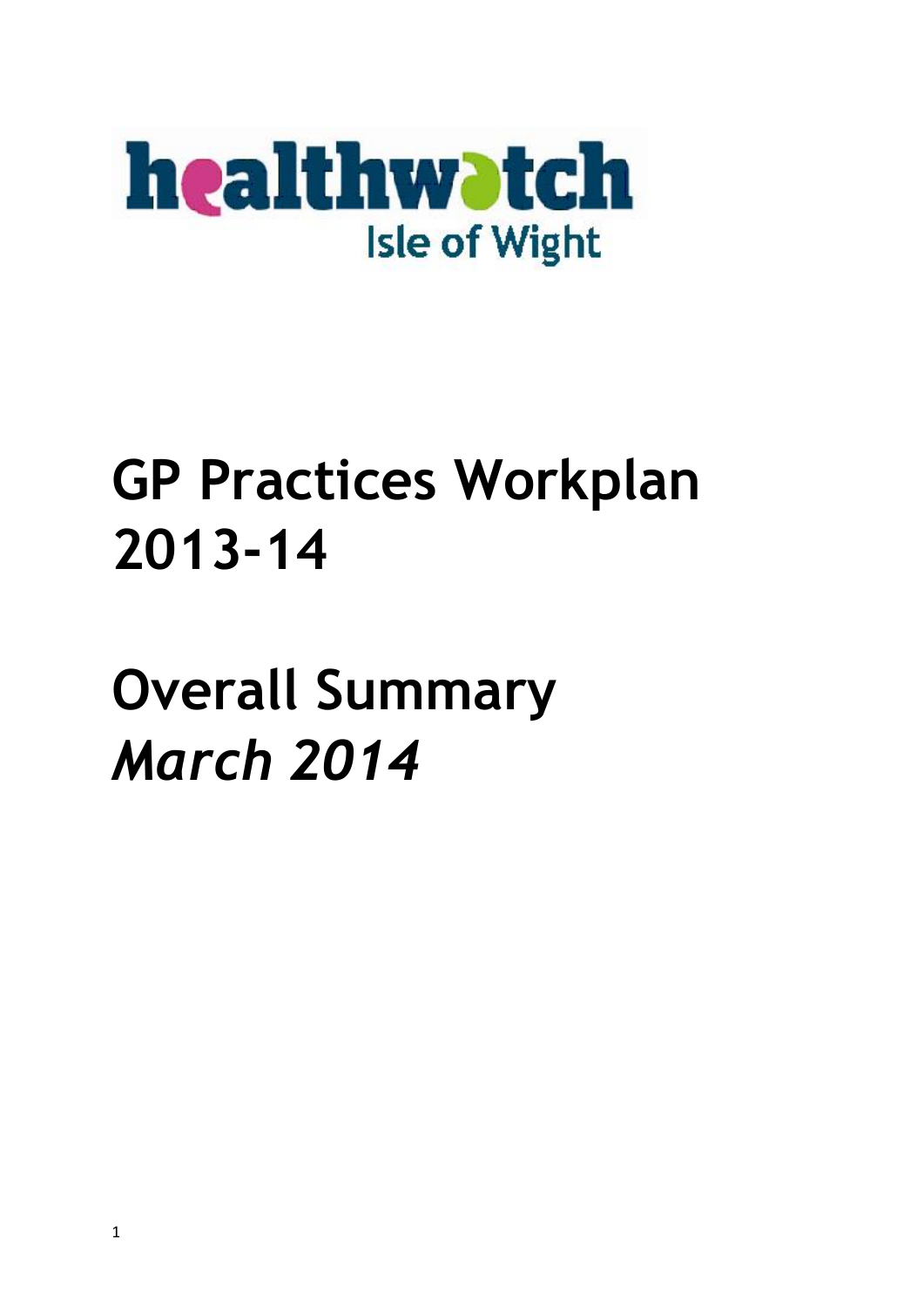healthwatch Isle of Wight

# GP Practices Workplan 2013-14

# Overall Summary
# *March 2014*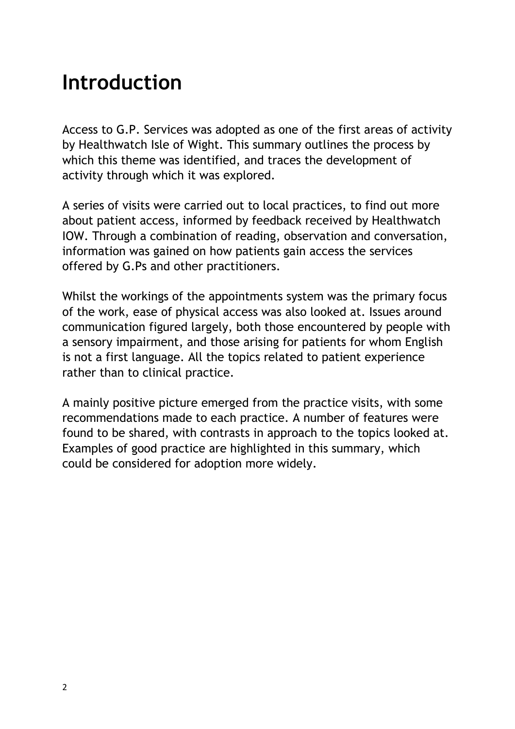# Introduction

Access to G.P. Services was adopted as one of the first areas of activity by Healthwatch Isle of Wight. This summary outlines the process by which this theme was identified, and traces the development of activity through which it was explored.

A series of visits were carried out to local practices, to find out more about patient access, informed by feedback received by Healthwatch IOW. Through a combination of reading, observation and conversation, information was gained on how patients gain access the services offered by G.Ps and other practitioners.

Whilst the workings of the appointments system was the primary focus of the work, ease of physical access was also looked at. Issues around communication figured largely, both those encountered by people with a sensory impairment, and those arising for patients for whom English is not a first language. All the topics related to patient experience rather than to clinical practice.

A mainly positive picture emerged from the practice visits, with some recommendations made to each practice. A number of features were found to be shared, with contrasts in approach to the topics looked at. Examples of good practice are highlighted in this summary, which could be considered for adoption more widely.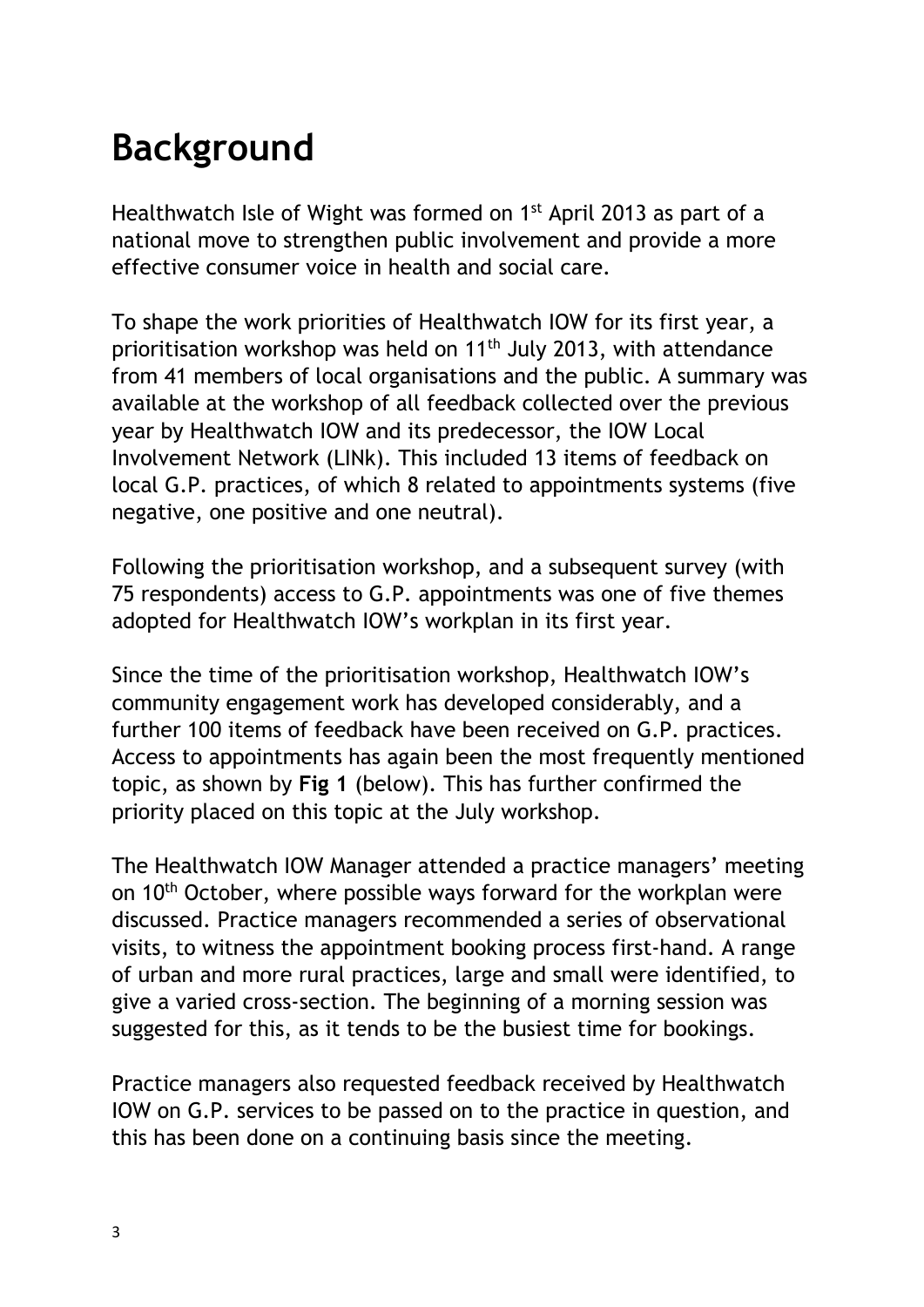# Background

Healthwatch Isle of Wight was formed on 1st April 2013 as part of a national move to strengthen public involvement and provide a more effective consumer voice in health and social care.

To shape the work priorities of Healthwatch IOW for its first year, a prioritisation workshop was held on 11th July 2013, with attendance from 41 members of local organisations and the public. A summary was available at the workshop of all feedback collected over the previous year by Healthwatch IOW and its predecessor, the IOW Local Involvement Network (LINk). This included 13 items of feedback on local G.P. practices, of which 8 related to appointments systems (five negative, one positive and one neutral).

Following the prioritisation workshop, and a subsequent survey (with 75 respondents) access to G.P. appointments was one of five themes adopted for Healthwatch IOW's workplan in its first year.

Since the time of the prioritisation workshop, Healthwatch IOW's community engagement work has developed considerably, and a further 100 items of feedback have been received on G.P. practices. Access to appointments has again been the most frequently mentioned topic, as shown by **Fig 1** (below). This has further confirmed the priority placed on this topic at the July workshop.

The Healthwatch IOW Manager attended a practice managers' meeting on 10th October, where possible ways forward for the workplan were discussed. Practice managers recommended a series of observational visits, to witness the appointment booking process first-hand. A range of urban and more rural practices, large and small were identified, to give a varied cross-section. The beginning of a morning session was suggested for this, as it tends to be the busiest time for bookings.

Practice managers also requested feedback received by Healthwatch IOW on G.P. services to be passed on to the practice in question, and this has been done on a continuing basis since the meeting.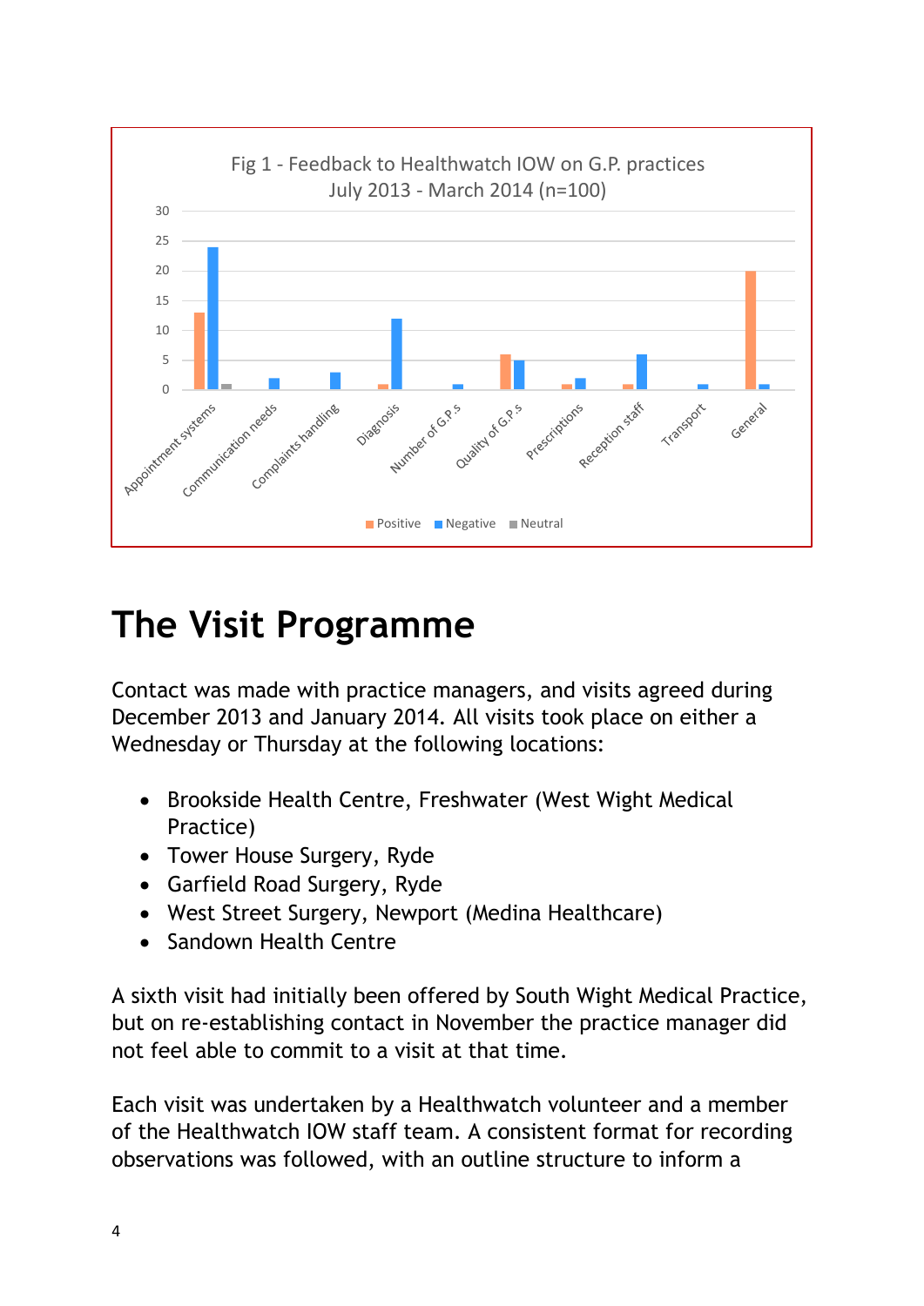Fig 1 - Feedback to Healthwatch IOW on G.P. practices July 2013 - March 2014 (n=100)

# The Visit Programme

Contact was made with practice managers, and visits agreed during December 2013 and January 2014. All visits took place on either a Wednesday or Thursday at the following locations:

- Brookside Health Centre, Freshwater (West Wight Medical Practice)
- Tower House Surgery, Ryde
- Garfield Road Surgery, Ryde
- West Street Surgery, Newport (Medina Healthcare)
- Sandown Health Centre

A sixth visit had initially been offered by South Wight Medical Practice, but on re-establishing contact in November the practice manager did not feel able to commit to a visit at that time.

Each visit was undertaken by a Healthwatch volunteer and a member of the Healthwatch IOW staff team. A consistent format for recording observations was followed, with an outline structure to inform a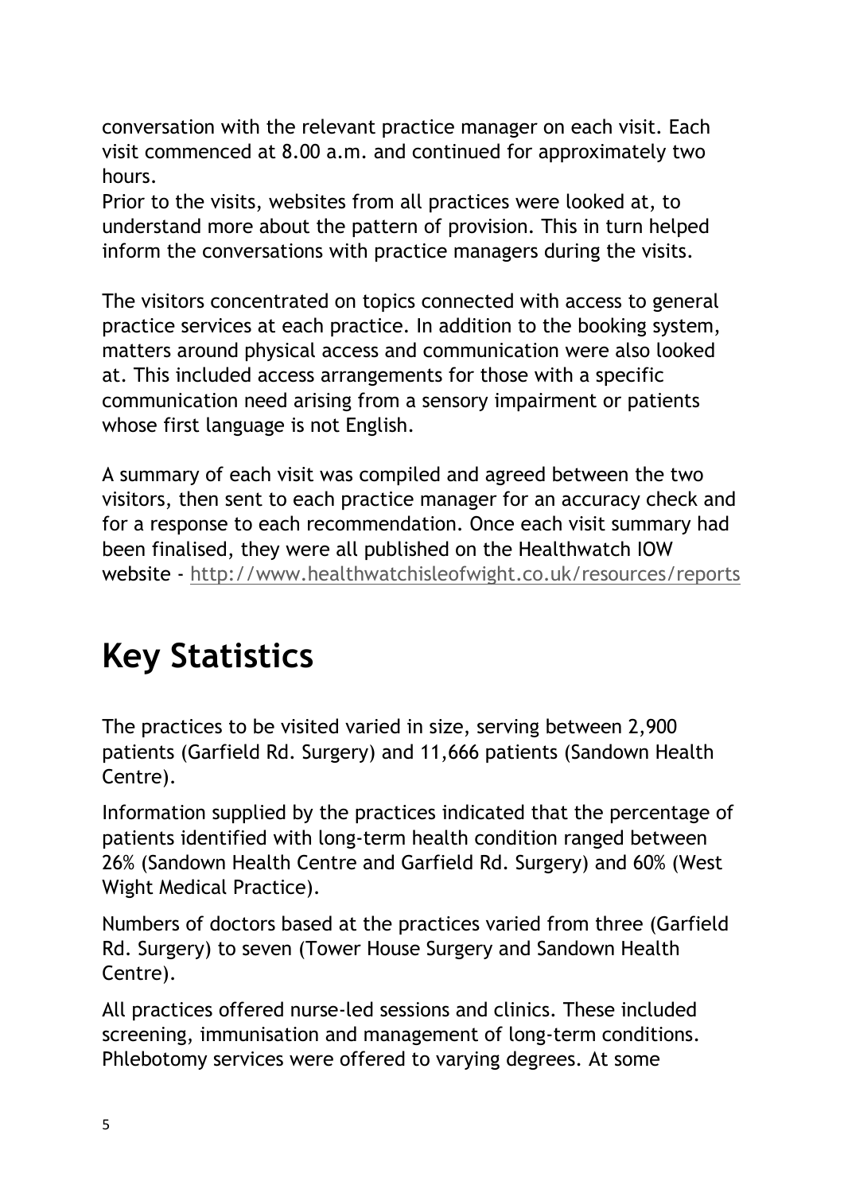conversation with the relevant practice manager on each visit. Each visit commenced at 8.00 a.m. and continued for approximately two hours.
Prior to the visits, websites from all practices were looked at, to understand more about the pattern of provision. This in turn helped inform the conversations with practice managers during the visits.

The visitors concentrated on topics connected with access to general practice services at each practice. In addition to the booking system, matters around physical access and communication were also looked at. This included access arrangements for those with a specific communication need arising from a sensory impairment or patients whose first language is not English.

A summary of each visit was compiled and agreed between the two visitors, then sent to each practice manager for an accuracy check and for a response to each recommendation. Once each visit summary had been finalised, they were all published on the Healthwatch IOW website - http://www.healthwatchisleofwight.co.uk/resources/reports

# Key Statistics

The practices to be visited varied in size, serving between 2,900 patients (Garfield Rd. Surgery) and 11,666 patients (Sandown Health Centre).

Information supplied by the practices indicated that the percentage of patients identified with long-term health condition ranged between 26% (Sandown Health Centre and Garfield Rd. Surgery) and 60% (West Wight Medical Practice).

Numbers of doctors based at the practices varied from three (Garfield Rd. Surgery) to seven (Tower House Surgery and Sandown Health Centre).

All practices offered nurse-led sessions and clinics. These included screening, immunisation and management of long-term conditions. Phlebotomy services were offered to varying degrees. At some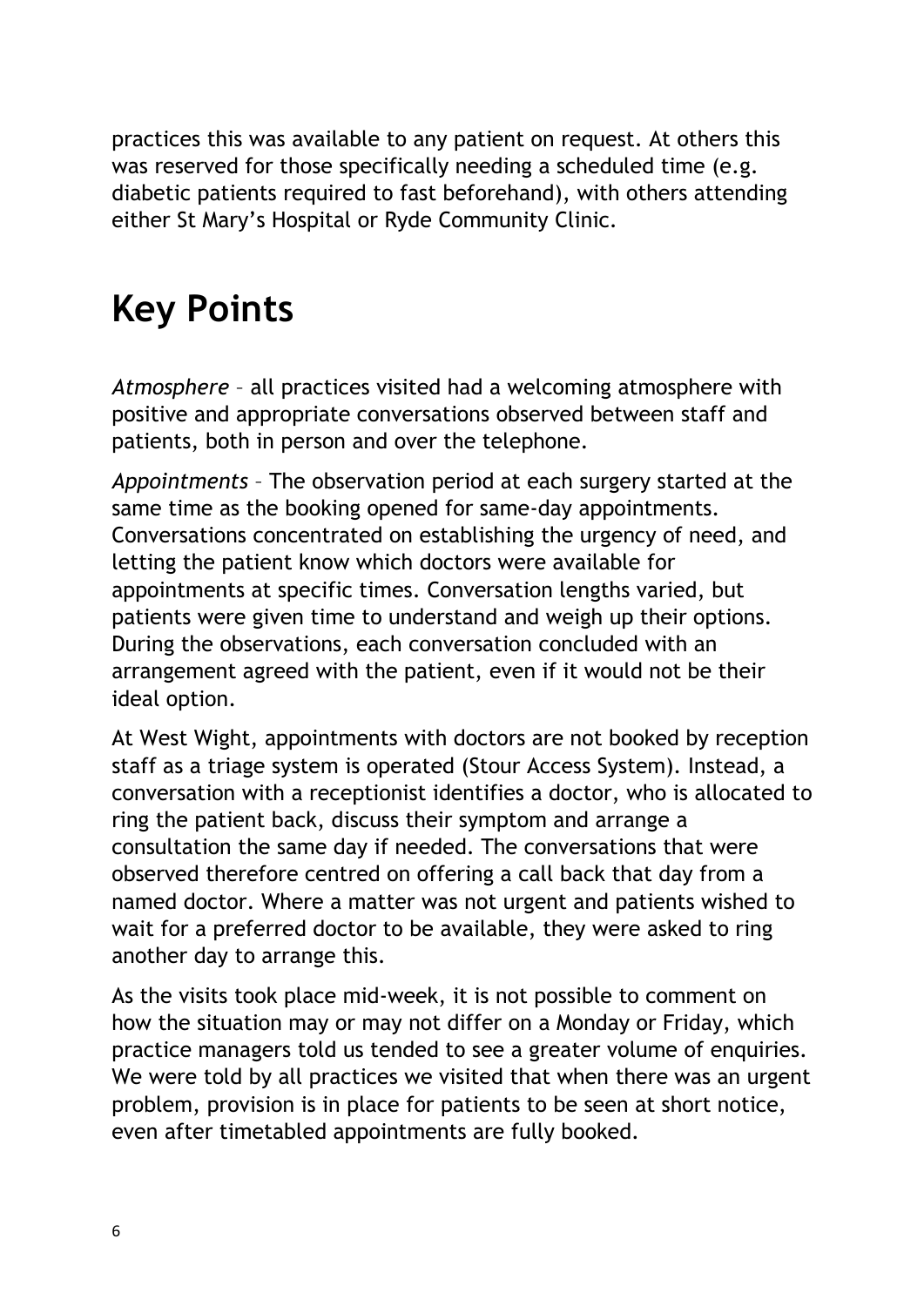practices this was available to any patient on request. At others this was reserved for those specifically needing a scheduled time (e.g. diabetic patients required to fast beforehand), with others attending either St Mary's Hospital or Ryde Community Clinic.

# Key Points

*Atmosphere* – all practices visited had a welcoming atmosphere with positive and appropriate conversations observed between staff and patients, both in person and over the telephone.

*Appointments* – The observation period at each surgery started at the same time as the booking opened for same-day appointments. Conversations concentrated on establishing the urgency of need, and letting the patient know which doctors were available for appointments at specific times. Conversation lengths varied, but patients were given time to understand and weigh up their options. During the observations, each conversation concluded with an arrangement agreed with the patient, even if it would not be their ideal option.

At West Wight, appointments with doctors are not booked by reception staff as a triage system is operated (Stour Access System). Instead, a conversation with a receptionist identifies a doctor, who is allocated to ring the patient back, discuss their symptom and arrange a consultation the same day if needed. The conversations that were observed therefore centred on offering a call back that day from a named doctor. Where a matter was not urgent and patients wished to wait for a preferred doctor to be available, they were asked to ring another day to arrange this.

As the visits took place mid-week, it is not possible to comment on how the situation may or may not differ on a Monday or Friday, which practice managers told us tended to see a greater volume of enquiries. We were told by all practices we visited that when there was an urgent problem, provision is in place for patients to be seen at short notice, even after timetabled appointments are fully booked.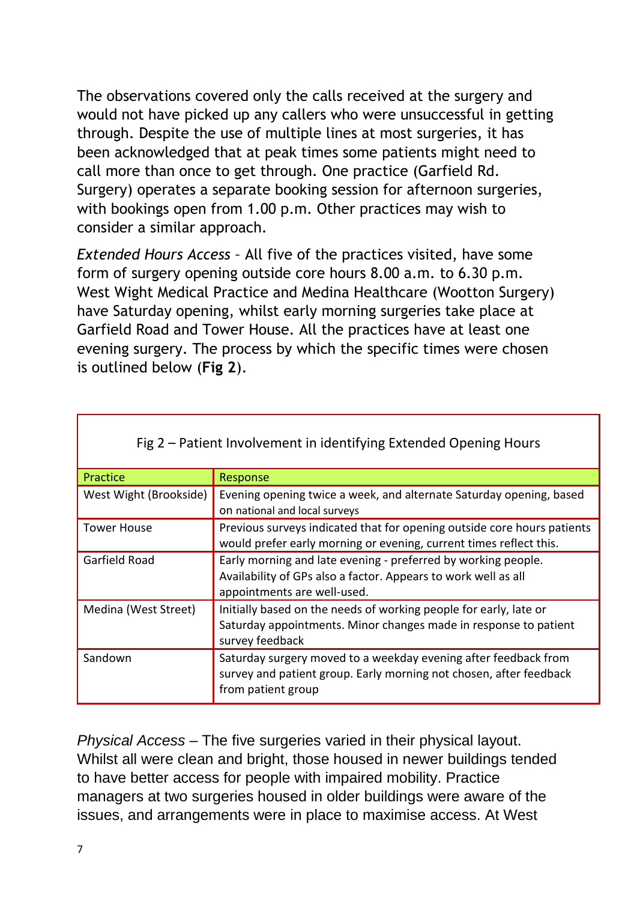The observations covered only the calls received at the surgery and would not have picked up any callers who were unsuccessful in getting through. Despite the use of multiple lines at most surgeries, it has been acknowledged that at peak times some patients might need to call more than once to get through. One practice (Garfield Rd. Surgery) operates a separate booking session for afternoon surgeries, with bookings open from 1.00 p.m. Other practices may wish to consider a similar approach.

*Extended Hours Access* – All five of the practices visited, have some form of surgery opening outside core hours 8.00 a.m. to 6.30 p.m. West Wight Medical Practice and Medina Healthcare (Wootton Surgery) have Saturday opening, whilst early morning surgeries take place at Garfield Road and Tower House. All the practices have at least one evening surgery. The process by which the specific times were chosen is outlined below (**Fig 2**).

Fig 2 – Patient Involvement in identifying Extended Opening Hours

| Practice | Response |
|---|---|
| West Wight (Brookside) | Evening opening twice a week, and alternate Saturday opening, based on national and local surveys |
| Tower House | Previous surveys indicated that for opening outside core hours patients would prefer early morning or evening, current times reflect this. |
| Garfield Road | Early morning and late evening - preferred by working people. Availability of GPs also a factor. Appears to work well as all appointments are well-used. |
| Medina (West Street) | Initially based on the needs of working people for early, late or Saturday appointments. Minor changes made in response to patient survey feedback |
| Sandown | Saturday surgery moved to a weekday evening after feedback from survey and patient group. Early morning not chosen, after feedback from patient group |

*Physical Access* – The five surgeries varied in their physical layout. Whilst all were clean and bright, those housed in newer buildings tended to have better access for people with impaired mobility. Practice managers at two surgeries housed in older buildings were aware of the issues, and arrangements were in place to maximise access. At West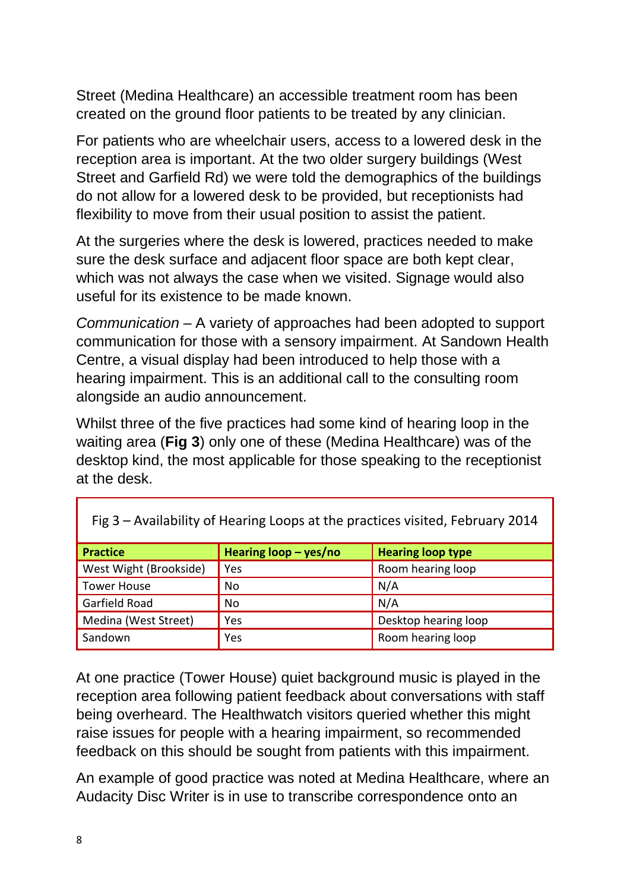Street (Medina Healthcare) an accessible treatment room has been created on the ground floor patients to be treated by any clinician.

For patients who are wheelchair users, access to a lowered desk in the reception area is important. At the two older surgery buildings (West Street and Garfield Rd) we were told the demographics of the buildings do not allow for a lowered desk to be provided, but receptionists had flexibility to move from their usual position to assist the patient.

At the surgeries where the desk is lowered, practices needed to make sure the desk surface and adjacent floor space are both kept clear, which was not always the case when we visited. Signage would also useful for its existence to be made known.

*Communication* – A variety of approaches had been adopted to support communication for those with a sensory impairment. At Sandown Health Centre, a visual display had been introduced to help those with a hearing impairment. This is an additional call to the consulting room alongside an audio announcement.

Whilst three of the five practices had some kind of hearing loop in the waiting area (**Fig 3**) only one of these (Medina Healthcare) was of the desktop kind, the most applicable for those speaking to the receptionist at the desk.

Fig 3 – Availability of Hearing Loops at the practices visited, February 2014

| Practice | Hearing loop – yes/no | Hearing loop type |
|---|---|---|
| West Wight (Brookside) | Yes | Room hearing loop |
| Tower House | No | N/A |
| Garfield Road | No | N/A |
| Medina (West Street) | Yes | Desktop hearing loop |
| Sandown | Yes | Room hearing loop |

At one practice (Tower House) quiet background music is played in the reception area following patient feedback about conversations with staff being overheard. The Healthwatch visitors queried whether this might raise issues for people with a hearing impairment, so recommended feedback on this should be sought from patients with this impairment.

An example of good practice was noted at Medina Healthcare, where an Audacity Disc Writer is in use to transcribe correspondence onto an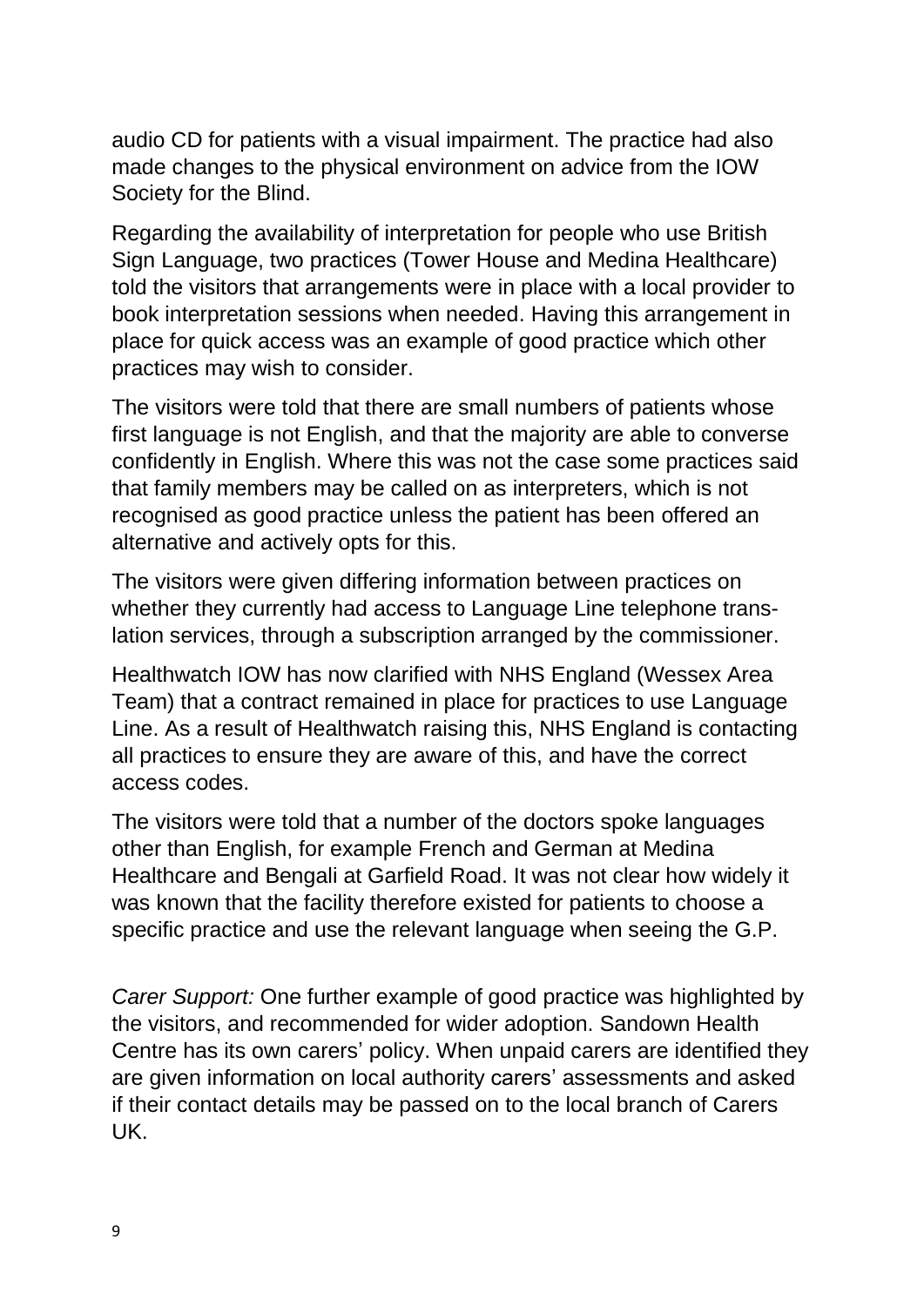audio CD for patients with a visual impairment. The practice had also made changes to the physical environment on advice from the IOW Society for the Blind.

Regarding the availability of interpretation for people who use British Sign Language, two practices (Tower House and Medina Healthcare) told the visitors that arrangements were in place with a local provider to book interpretation sessions when needed. Having this arrangement in place for quick access was an example of good practice which other practices may wish to consider.

The visitors were told that there are small numbers of patients whose first language is not English, and that the majority are able to converse confidently in English. Where this was not the case some practices said that family members may be called on as interpreters, which is not recognised as good practice unless the patient has been offered an alternative and actively opts for this.

The visitors were given differing information between practices on whether they currently had access to Language Line telephone translation services, through a subscription arranged by the commissioner.

Healthwatch IOW has now clarified with NHS England (Wessex Area Team) that a contract remained in place for practices to use Language Line. As a result of Healthwatch raising this, NHS England is contacting all practices to ensure they are aware of this, and have the correct access codes.

The visitors were told that a number of the doctors spoke languages other than English, for example French and German at Medina Healthcare and Bengali at Garfield Road. It was not clear how widely it was known that the facility therefore existed for patients to choose a specific practice and use the relevant language when seeing the G.P.

*Carer Support:* One further example of good practice was highlighted by the visitors, and recommended for wider adoption. Sandown Health Centre has its own carers' policy. When unpaid carers are identified they are given information on local authority carers' assessments and asked if their contact details may be passed on to the local branch of Carers UK.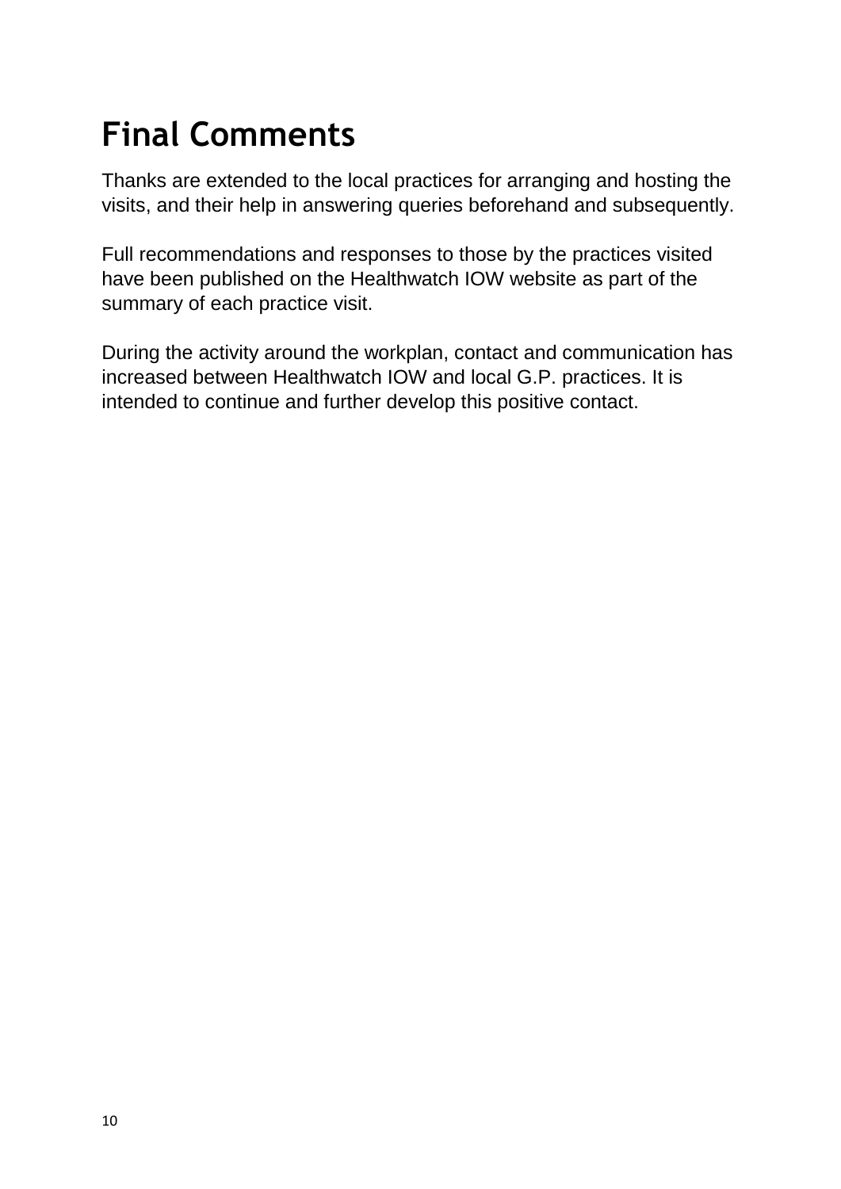# Final Comments

Thanks are extended to the local practices for arranging and hosting the visits, and their help in answering queries beforehand and subsequently.

Full recommendations and responses to those by the practices visited have been published on the Healthwatch IOW website as part of the summary of each practice visit.

During the activity around the workplan, contact and communication has increased between Healthwatch IOW and local G.P. practices. It is intended to continue and further develop this positive contact.